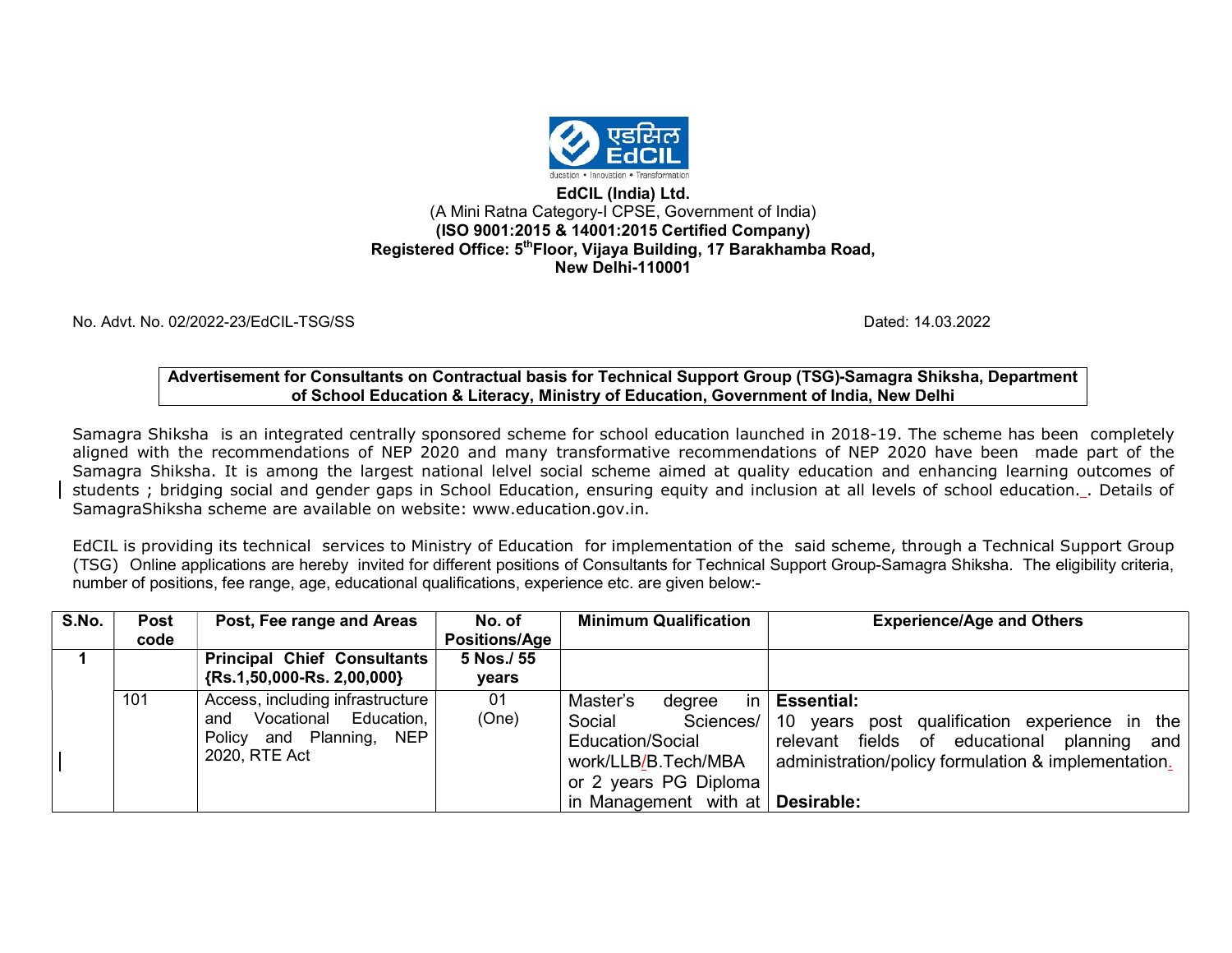**EdCIL (India) Ltd.**
(A Mini Ratna Category-I CPSE, Government of India)
**(ISO 9001:2015 & 14001:2015 Certified Company)**
**Registered Office: 5th Floor, Vijaya Building, 17 Barakhamba Road, New Delhi-110001**

No. Advt. No. 02/2022-23/EdCIL-TSG/SS

Dated: 14.03.2022

**Advertisement for Consultants on Contractual basis for Technical Support Group (TSG)-Samagra Shiksha, Department of School Education & Literacy, Ministry of Education, Government of India, New Delhi**

Samagra Shiksha is an integrated centrally sponsored scheme for school education launched in 2018-19. The scheme has been completely aligned with the recommendations of NEP 2020 and many transformative recommendations of NEP 2020 have been made part of the Samagra Shiksha. It is among the largest national lelvel social scheme aimed at quality education and enhancing learning outcomes of students ; bridging social and gender gaps in School Education, ensuring equity and inclusion at all levels of school education._. Details of SamagraShiksha scheme are available on website: www.education.gov.in.

EdCIL is providing its technical services to Ministry of Education for implementation of the said scheme, through a Technical Support Group (TSG) Online applications are hereby invited for different positions of Consultants for Technical Support Group-Samagra Shiksha. The eligibility criteria, number of positions, fee range, age, educational qualifications, experience etc. are given below:-

| S.No. | Post code | Post, Fee range and Areas | No. of Positions/Age | Minimum Qualification | Experience/Age and Others |
|---|---|---|---|---|---|
| **1** | | **Principal Chief Consultants {Rs.1,50,000-Rs. 2,00,000}** | **5 Nos./ 55 years** | | |
| | 101 | Access, including infrastructure and Vocational Education, Policy and Planning, NEP 2020, RTE Act | 01 (One) | Master's degree in Social Sciences/ Education/Social work/LLB/B.Tech/MBA or 2 years PG Diploma in Management with at | **Essential:** 10 years post qualification experience in the relevant fields of educational planning and administration/policy formulation & implementation. **Desirable:** |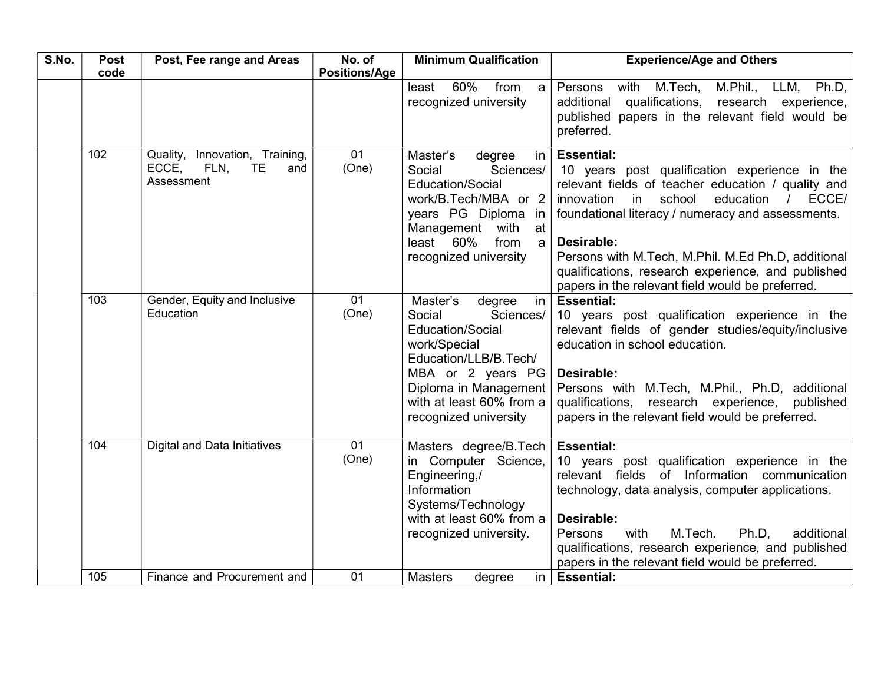| S.No. | Post code | Post, Fee range and Areas | No. of Positions/Age | Minimum Qualification | Experience/Age and Others |
|---|---|---|---|---|---|
| | | | | least 60% from a recognized university | Persons with M.Tech, M.Phil., LLM, Ph.D, additional qualifications, research experience, published papers in the relevant field would be preferred. |
| | 102 | Quality, Innovation, Training, ECCE, FLN, TE and Assessment | 01 (One) | Master's degree in Social Sciences/ Education/Social work/B.Tech/MBA or 2 years PG Diploma in Management with at least 60% from a recognized university | **Essential:** 10 years post qualification experience in the relevant fields of teacher education / quality and innovation in school education / ECCE/ foundational literacy / numeracy and assessments. **Desirable:** Persons with M.Tech, M.Phil. M.Ed Ph.D, additional qualifications, research experience, and published papers in the relevant field would be preferred. |
| | 103 | Gender, Equity and Inclusive Education | 01 (One) | Master's degree in Social Sciences/ Education/Social work/Special Education/LLB/B.Tech/ MBA or 2 years PG Diploma in Management with at least 60% from a recognized university | **Essential:** 10 years post qualification experience in the relevant fields of gender studies/equity/inclusive education in school education. **Desirable:** Persons with M.Tech, M.Phil., Ph.D, additional qualifications, research experience, published papers in the relevant field would be preferred. |
| | 104 | Digital and Data Initiatives | 01 (One) | Masters degree/B.Tech in Computer Science, Engineering,/ Information Systems/Technology with at least 60% from a recognized university. | **Essential:** 10 years post qualification experience in the relevant fields of Information communication technology, data analysis, computer applications. **Desirable:** Persons with M.Tech. Ph.D, additional qualifications, research experience, and published papers in the relevant field would be preferred. |
| | 105 | Finance and Procurement and | 01 | Masters degree in | **Essential:** |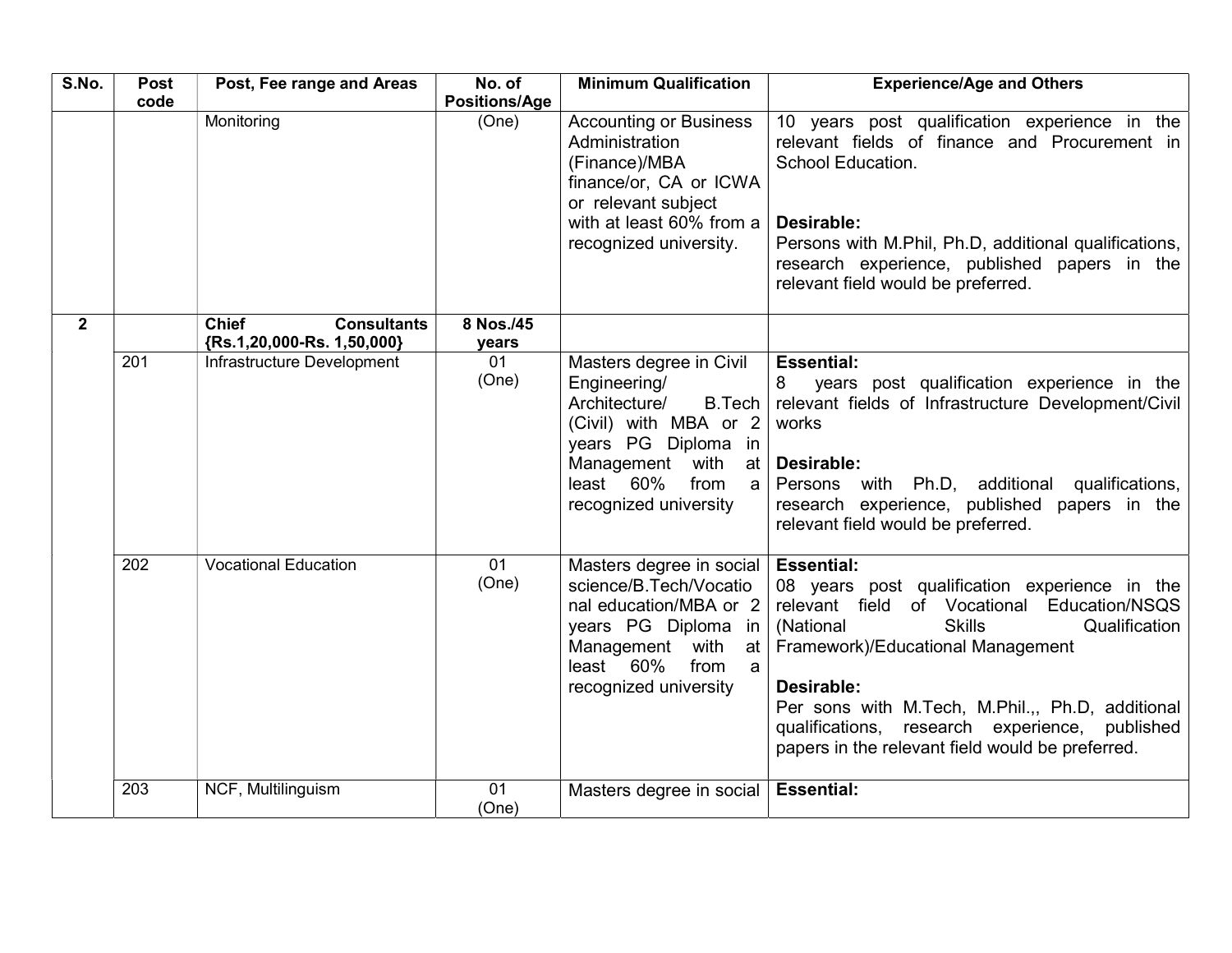| S.No. | Post code | Post, Fee range and Areas | No. of Positions/Age | Minimum Qualification | Experience/Age and Others |
|---|---|---|---|---|---|
| | | Monitoring | (One) | Accounting or Business Administration (Finance)/MBA finance/or, CA or ICWA or relevant subject with at least 60% from a recognized university. | 10 years post qualification experience in the relevant fields of finance and Procurement in School Education.<br><br>**Desirable:**<br>Persons with M.Phil, Ph.D, additional qualifications, research experience, published papers in the relevant field would be preferred. |
| **2** | | **Chief Consultants {Rs.1,20,000-Rs. 1,50,000}** | **8 Nos./45 years** | | |
| | 201 | Infrastructure Development | 01 (One) | Masters degree in Civil Engineering/ Architecture/ B.Tech (Civil) with MBA or 2 years PG Diploma in Management with at least 60% from a recognized university | **Essential:**<br>8 years post qualification experience in the relevant fields of Infrastructure Development/Civil works<br><br>**Desirable:**<br>Persons with Ph.D, additional qualifications, research experience, published papers in the relevant field would be preferred. |
| | 202 | Vocational Education | 01 (One) | Masters degree in social science/B.Tech/Vocational education/MBA or 2 years PG Diploma in Management with at least 60% from a recognized university | **Essential:**<br>08 years post qualification experience in the relevant field of Vocational Education/NSQS (National Skills Qualification Framework)/Educational Management<br><br>**Desirable:**<br>Per sons with M.Tech, M.Phil.,, Ph.D, additional qualifications, research experience, published papers in the relevant field would be preferred. |
| | 203 | NCF, Multilinguism | 01 (One) | Masters degree in social | **Essential:** |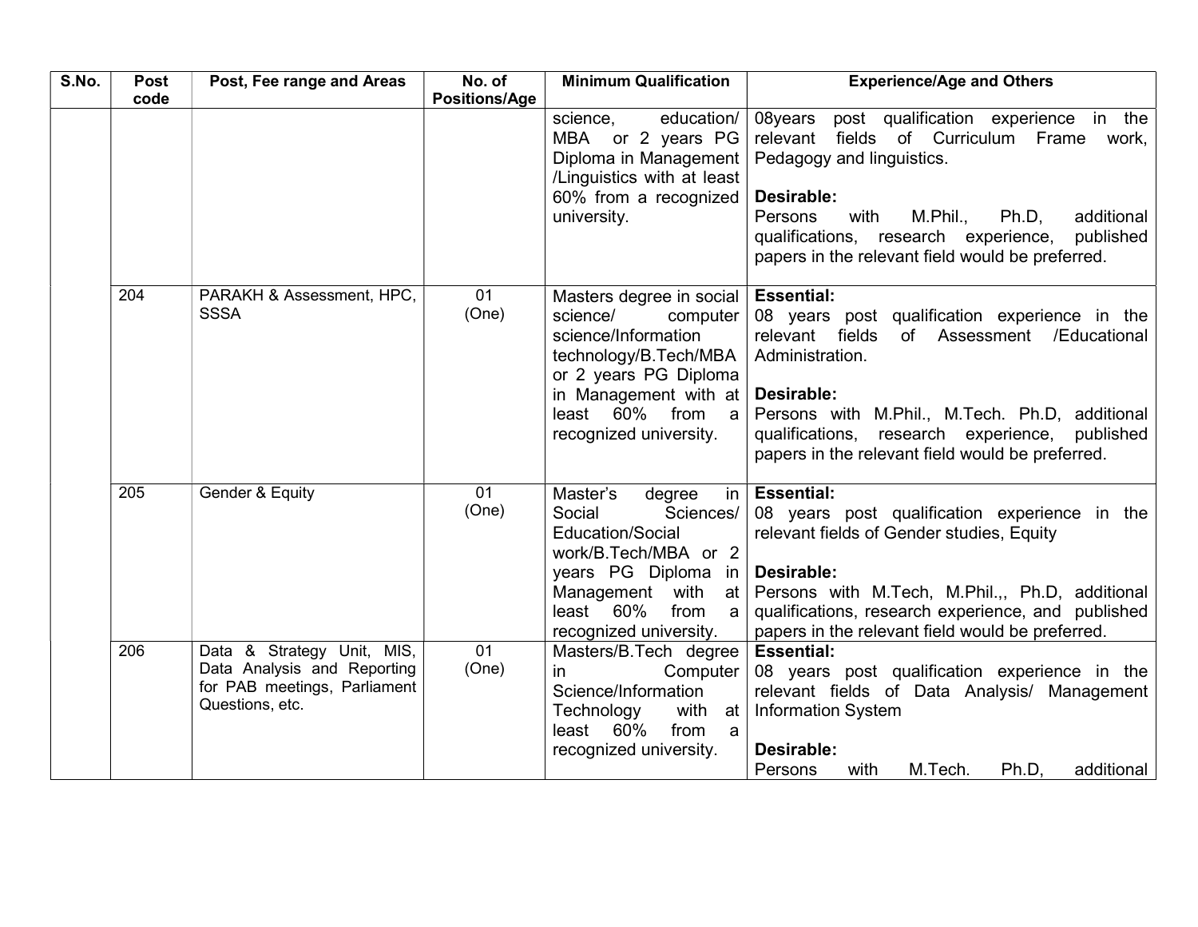| S.No. | Post code | Post, Fee range and Areas | No. of Positions/Age | Minimum Qualification | Experience/Age and Others |
|---|---|---|---|---|---|
| | | | | science, education/ MBA or 2 years PG Diploma in Management /Linguistics with at least 60% from a recognized university. | 08years post qualification experience in the relevant fields of Curriculum Frame work, Pedagogy and linguistics.<br><br>**Desirable:**<br>Persons with M.Phil., Ph.D, additional qualifications, research experience, published papers in the relevant field would be preferred. |
| | 204 | PARAKH & Assessment, HPC, SSSA | 01 (One) | Masters degree in social science/ computer science/Information technology/B.Tech/MBA or 2 years PG Diploma in Management with at least 60% from a recognized university. | **Essential:**<br>08 years post qualification experience in the relevant fields of Assessment /Educational Administration.<br><br>**Desirable:**<br>Persons with M.Phil., M.Tech. Ph.D, additional qualifications, research experience, published papers in the relevant field would be preferred. |
| | 205 | Gender & Equity | 01 (One) | Master's degree in Social Sciences/ Education/Social work/B.Tech/MBA or 2 years PG Diploma in Management with at least 60% from a recognized university. | **Essential:**<br>08 years post qualification experience in the relevant fields of Gender studies, Equity<br><br>**Desirable:**<br>Persons with M.Tech, M.Phil.,, Ph.D, additional qualifications, research experience, and published papers in the relevant field would be preferred. |
| | 206 | Data & Strategy Unit, MIS, Data Analysis and Reporting for PAB meetings, Parliament Questions, etc. | 01 (One) | Masters/B.Tech degree in Computer Science/Information Technology with at least 60% from a recognized university. | **Essential:**<br>08 years post qualification experience in the relevant fields of Data Analysis/ Management Information System<br><br>**Desirable:**<br>Persons with M.Tech. Ph.D, additional |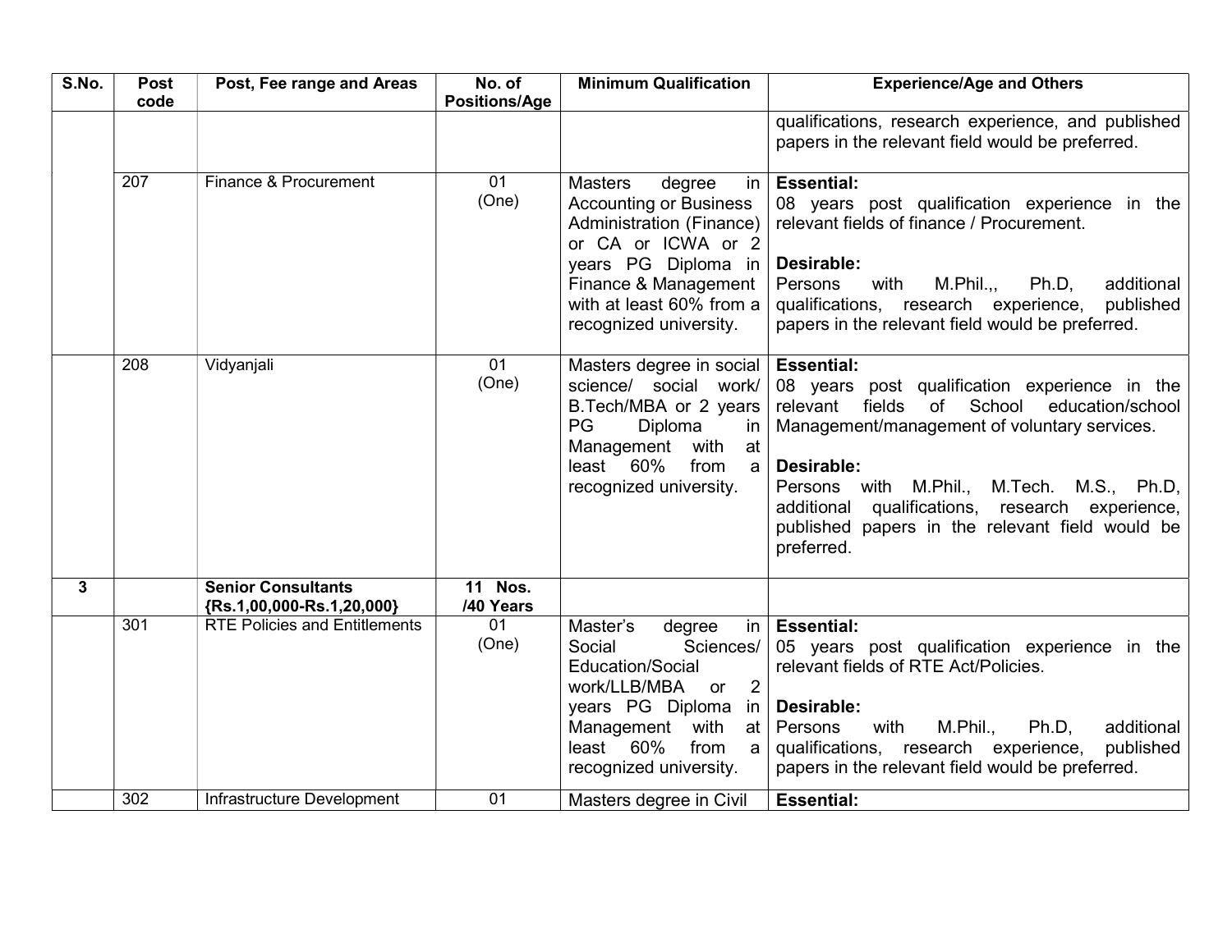| S.No. | Post code | Post, Fee range and Areas | No. of Positions/Age | Minimum Qualification | Experience/Age and Others |
|---|---|---|---|---|---|
| | | | | | qualifications, research experience, and published papers in the relevant field would be preferred. |
| | 207 | Finance & Procurement | 01 (One) | Masters degree in Accounting or Business Administration (Finance) or CA or ICWA or 2 years PG Diploma in Finance & Management with at least 60% from a recognized university. | **Essential:** 08 years post qualification experience in the relevant fields of finance / Procurement. **Desirable:** Persons with M.Phil.,, Ph.D, additional qualifications, research experience, published papers in the relevant field would be preferred. |
| | 208 | Vidyanjali | 01 (One) | Masters degree in social science/ social work/ B.Tech/MBA or 2 years PG Diploma in Management with at least 60% from a recognized university. | **Essential:** 08 years post qualification experience in the relevant fields of School education/school Management/management of voluntary services. **Desirable:** Persons with M.Phil., M.Tech. M.S., Ph.D, additional qualifications, research experience, published papers in the relevant field would be preferred. |
| **3** | | **Senior Consultants {Rs.1,00,000-Rs.1,20,000}** | **11 Nos. /40 Years** | | |
| | 301 | RTE Policies and Entitlements | 01 (One) | Master's degree in Social Sciences/ Education/Social work/LLB/MBA or 2 years PG Diploma in Management with at least 60% from a recognized university. | **Essential:** 05 years post qualification experience in the relevant fields of RTE Act/Policies. **Desirable:** Persons with M.Phil., Ph.D, additional qualifications, research experience, published papers in the relevant field would be preferred. |
| | 302 | Infrastructure Development | 01 | Masters degree in Civil | **Essential:** |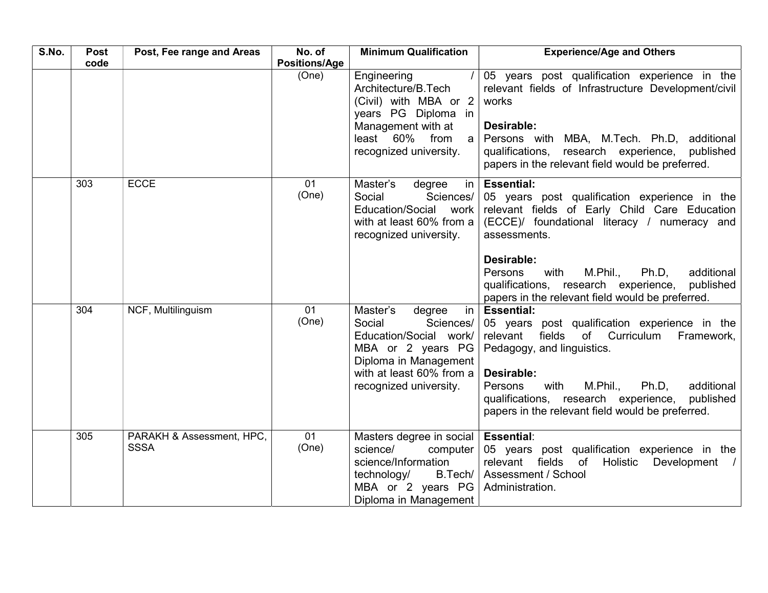| S.No. | Post code | Post, Fee range and Areas | No. of Positions/Age | Minimum Qualification | Experience/Age and Others |
|---|---|---|---|---|---|
| | | | (One) | Engineering / Architecture/B.Tech (Civil) with MBA or 2 years PG Diploma in Management with at least 60% from a recognized university. | 05 years post qualification experience in the relevant fields of Infrastructure Development/civil works<br><br>**Desirable:**<br>Persons with MBA, M.Tech. Ph.D, additional qualifications, research experience, published papers in the relevant field would be preferred. |
| | 303 | ECCE | 01 (One) | Master's degree in Social Sciences/ Education/Social work with at least 60% from a recognized university. | **Essential:**<br>05 years post qualification experience in the relevant fields of Early Child Care Education (ECCE)/ foundational literacy / numeracy and assessments.<br><br>**Desirable:**<br>Persons with M.Phil., Ph.D, additional qualifications, research experience, published papers in the relevant field would be preferred. |
| | 304 | NCF, Multilinguism | 01 (One) | Master's degree in Social Sciences/ Education/Social work/ MBA or 2 years PG Diploma in Management with at least 60% from a recognized university. | **Essential:**<br>05 years post qualification experience in the relevant fields of Curriculum Framework, Pedagogy, and linguistics.<br><br>**Desirable:**<br>Persons with M.Phil., Ph.D, additional qualifications, research experience, published papers in the relevant field would be preferred. |
| | 305 | PARAKH & Assessment, HPC, SSSA | 01 (One) | Masters degree in social science/ computer science/Information technology/ B.Tech/ MBA or 2 years PG Diploma in Management | **Essential**:<br>05 years post qualification experience in the relevant fields of Holistic Development / Assessment / School Administration. |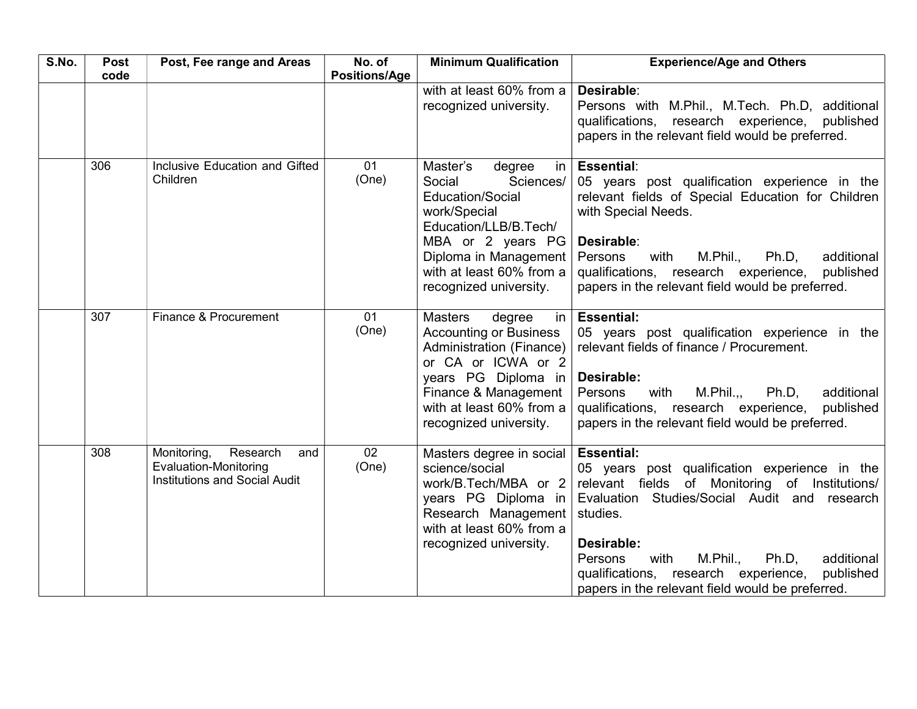| S.No. | Post code | Post, Fee range and Areas | No. of Positions/Age | Minimum Qualification | Experience/Age and Others |
|---|---|---|---|---|---|
| | | | | with at least 60% from a recognized university. | **Desirable**:<br>Persons with M.Phil., M.Tech. Ph.D, additional qualifications, research experience, published papers in the relevant field would be preferred. |
| | 306 | Inclusive Education and Gifted Children | 01<br>(One) | Master's degree in Social Sciences/ Education/Social work/Special Education/LLB/B.Tech/ MBA or 2 years PG Diploma in Management with at least 60% from a recognized university. | **Essential**:<br>05 years post qualification experience in the relevant fields of Special Education for Children with Special Needs.<br><br>**Desirable**:<br>Persons with M.Phil., Ph.D, additional qualifications, research experience, published papers in the relevant field would be preferred. |
| | 307 | Finance & Procurement | 01<br>(One) | Masters degree in Accounting or Business Administration (Finance) or CA or ICWA or 2 years PG Diploma in Finance & Management with at least 60% from a recognized university. | **Essential:**<br>05 years post qualification experience in the relevant fields of finance / Procurement.<br><br>**Desirable:**<br>Persons with M.Phil.,, Ph.D, additional qualifications, research experience, published papers in the relevant field would be preferred. |
| | 308 | Monitoring, Research and Evaluation-Monitoring Institutions and Social Audit | 02<br>(One) | Masters degree in social science/social work/B.Tech/MBA or 2 years PG Diploma in Research Management with at least 60% from a recognized university. | **Essential:**<br>05 years post qualification experience in the relevant fields of Monitoring of Institutions/ Evaluation Studies/Social Audit and research studies.<br><br>**Desirable:**<br>Persons with M.Phil., Ph.D, additional qualifications, research experience, published papers in the relevant field would be preferred. |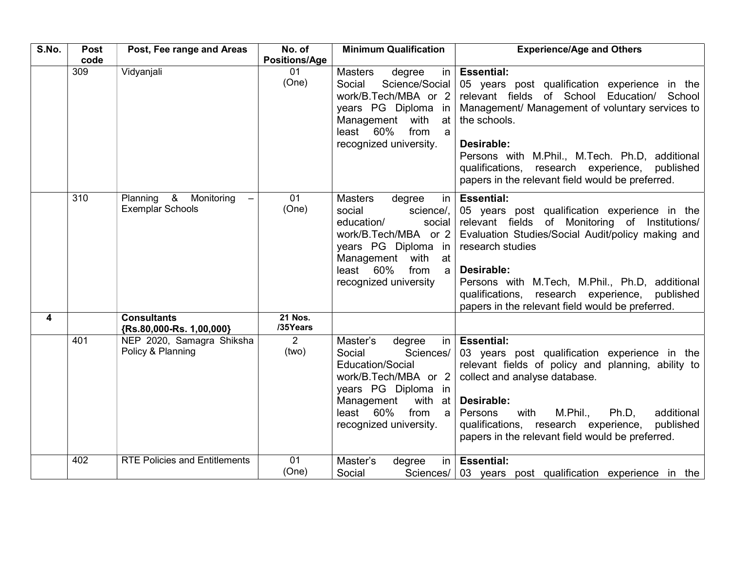| S.No. | Post code | Post, Fee range and Areas | No. of Positions/Age | Minimum Qualification | Experience/Age and Others |
|---|---|---|---|---|---|
| | 309 | Vidyanjali | 01 (One) | Masters degree in Social Science/Social work/B.Tech/MBA or 2 years PG Diploma in Management with at least 60% from a recognized university. | **Essential:** 05 years post qualification experience in the relevant fields of School Education/ School Management/ Management of voluntary services to the schools. **Desirable:** Persons with M.Phil., M.Tech. Ph.D, additional qualifications, research experience, published papers in the relevant field would be preferred. |
| | 310 | Planning & Monitoring – Exemplar Schools | 01 (One) | Masters degree in social science/, education/ social work/B.Tech/MBA or 2 years PG Diploma in Management with at least 60% from a recognized university | **Essential:** 05 years post qualification experience in the relevant fields of Monitoring of Institutions/ Evaluation Studies/Social Audit/policy making and research studies **Desirable:** Persons with M.Tech, M.Phil., Ph.D, additional qualifications, research experience, published papers in the relevant field would be preferred. |
| **4** | | **Consultants {Rs.80,000-Rs. 1,00,000}** | **21 Nos. /35Years** | | |
| | 401 | NEP 2020, Samagra Shiksha Policy & Planning | 2 (two) | Master's degree in Social Sciences/ Education/Social work/B.Tech/MBA or 2 years PG Diploma in Management with at least 60% from a recognized university. | **Essential:** 03 years post qualification experience in the relevant fields of policy and planning, ability to collect and analyse database. **Desirable:** Persons with M.Phil., Ph.D, additional qualifications, research experience, published papers in the relevant field would be preferred. |
| | 402 | RTE Policies and Entitlements | 01 (One) | Master's degree in Social Sciences/ | **Essential:** 03 years post qualification experience in the |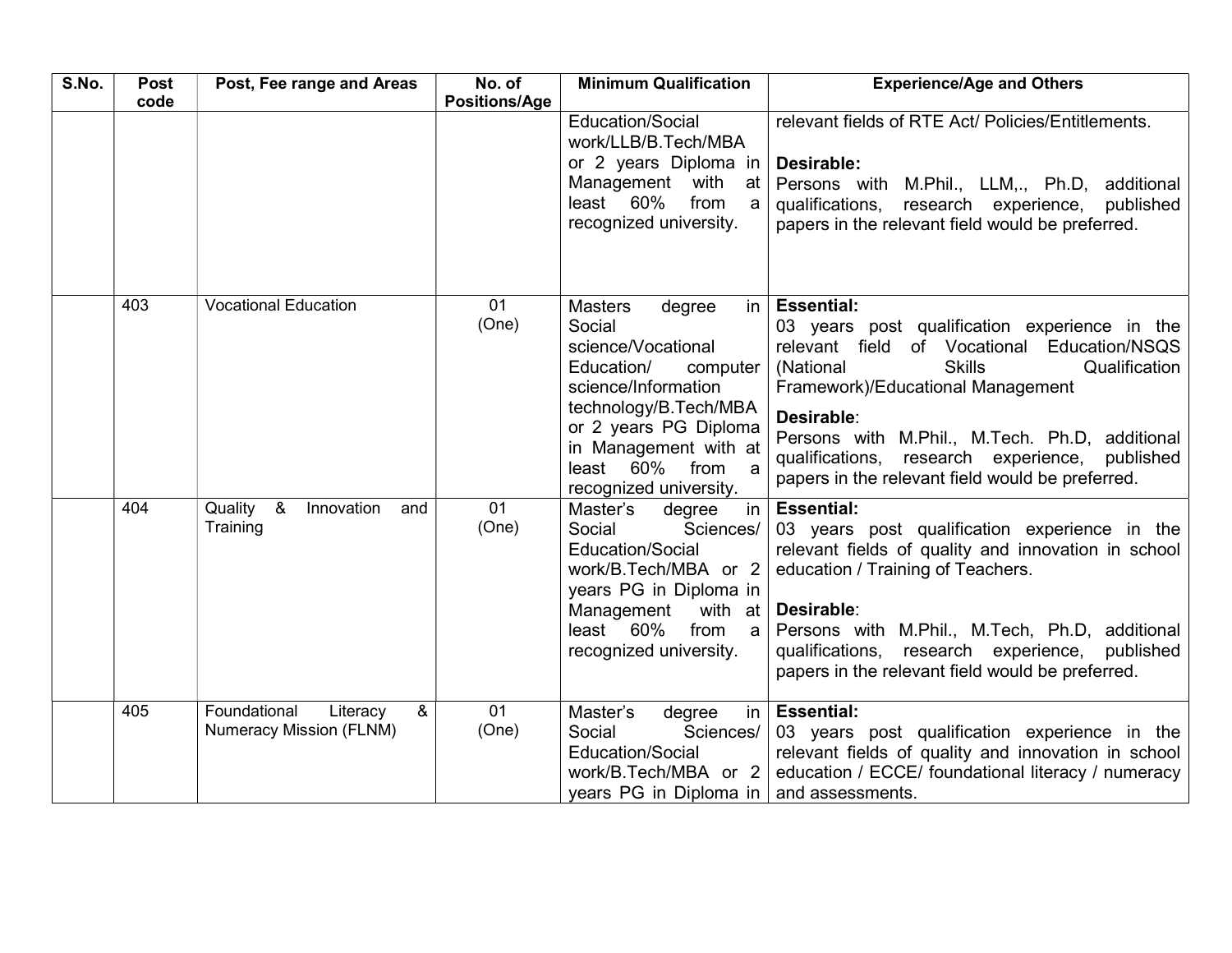| S.No. | Post code | Post, Fee range and Areas | No. of Positions/Age | Minimum Qualification | Experience/Age and Others |
|---|---|---|---|---|---|
| | | | | Education/Social work/LLB/B.Tech/MBA or 2 years Diploma in Management with at least 60% from a recognized university. | relevant fields of RTE Act/ Policies/Entitlements.<br><br>**Desirable:**<br>Persons with M.Phil., LLM,., Ph.D, additional qualifications, research experience, published papers in the relevant field would be preferred. |
| | 403 | Vocational Education | 01 (One) | Masters degree in Social science/Vocational Education/ computer science/Information technology/B.Tech/MBA or 2 years PG Diploma in Management with at least 60% from a recognized university. | **Essential:**<br>03 years post qualification experience in the relevant field of Vocational Education/NSQS (National Skills Qualification Framework)/Educational Management<br><br>**Desirable**:<br>Persons with M.Phil., M.Tech. Ph.D, additional qualifications, research experience, published papers in the relevant field would be preferred. |
| | 404 | Quality & Innovation and Training | 01 (One) | Master's degree in Social Sciences/ Education/Social work/B.Tech/MBA or 2 years PG in Diploma in Management with at least 60% from a recognized university. | **Essential:**<br>03 years post qualification experience in the relevant fields of quality and innovation in school education / Training of Teachers.<br><br>**Desirable**:<br>Persons with M.Phil., M.Tech, Ph.D, additional qualifications, research experience, published papers in the relevant field would be preferred. |
| | 405 | Foundational Literacy & Numeracy Mission (FLNM) | 01 (One) | Master's degree in Social Sciences/ Education/Social work/B.Tech/MBA or 2 years PG in Diploma in | **Essential:**<br>03 years post qualification experience in the relevant fields of quality and innovation in school education / ECCE/ foundational literacy / numeracy and assessments. |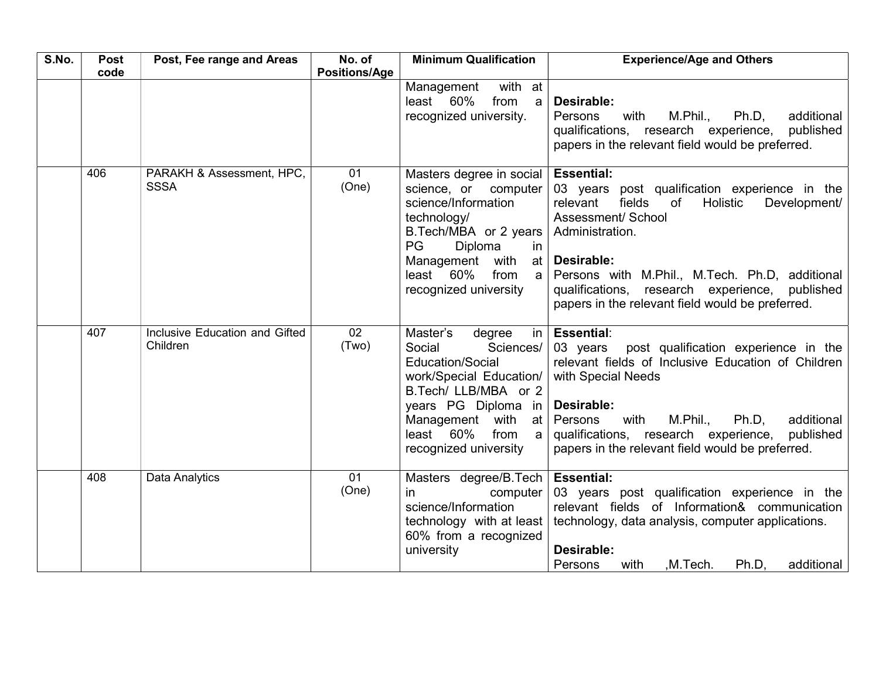| S.No. | Post code | Post, Fee range and Areas | No. of Positions/Age | Minimum Qualification | Experience/Age and Others |
|---|---|---|---|---|---|
| | | | | Management with at least 60% from a recognized university. | **Desirable:**<br>Persons with M.Phil., Ph.D, additional qualifications, research experience, published papers in the relevant field would be preferred. |
| | 406 | PARAKH & Assessment, HPC, SSSA | 01 (One) | Masters degree in social science, or computer science/Information technology/ B.Tech/MBA or 2 years PG Diploma in Management with at least 60% from a recognized university | **Essential:**<br>03 years post qualification experience in the relevant fields of Holistic Development/ Assessment/ School Administration.<br><br>**Desirable:**<br>Persons with M.Phil., M.Tech. Ph.D, additional qualifications, research experience, published papers in the relevant field would be preferred. |
| | 407 | Inclusive Education and Gifted Children | 02 (Two) | Master's degree in Social Sciences/ Education/Social work/Special Education/ B.Tech/ LLB/MBA or 2 years PG Diploma in Management with at least 60% from a recognized university | **Essential**:<br>03 years post qualification experience in the relevant fields of Inclusive Education of Children with Special Needs<br><br>**Desirable:**<br>Persons with M.Phil., Ph.D, additional qualifications, research experience, published papers in the relevant field would be preferred. |
| | 408 | Data Analytics | 01 (One) | Masters degree/B.Tech in computer science/Information technology with at least 60% from a recognized university | **Essential:**<br>03 years post qualification experience in the relevant fields of Information& communication technology, data analysis, computer applications.<br><br>**Desirable:**<br>Persons with ,M.Tech. Ph.D, additional |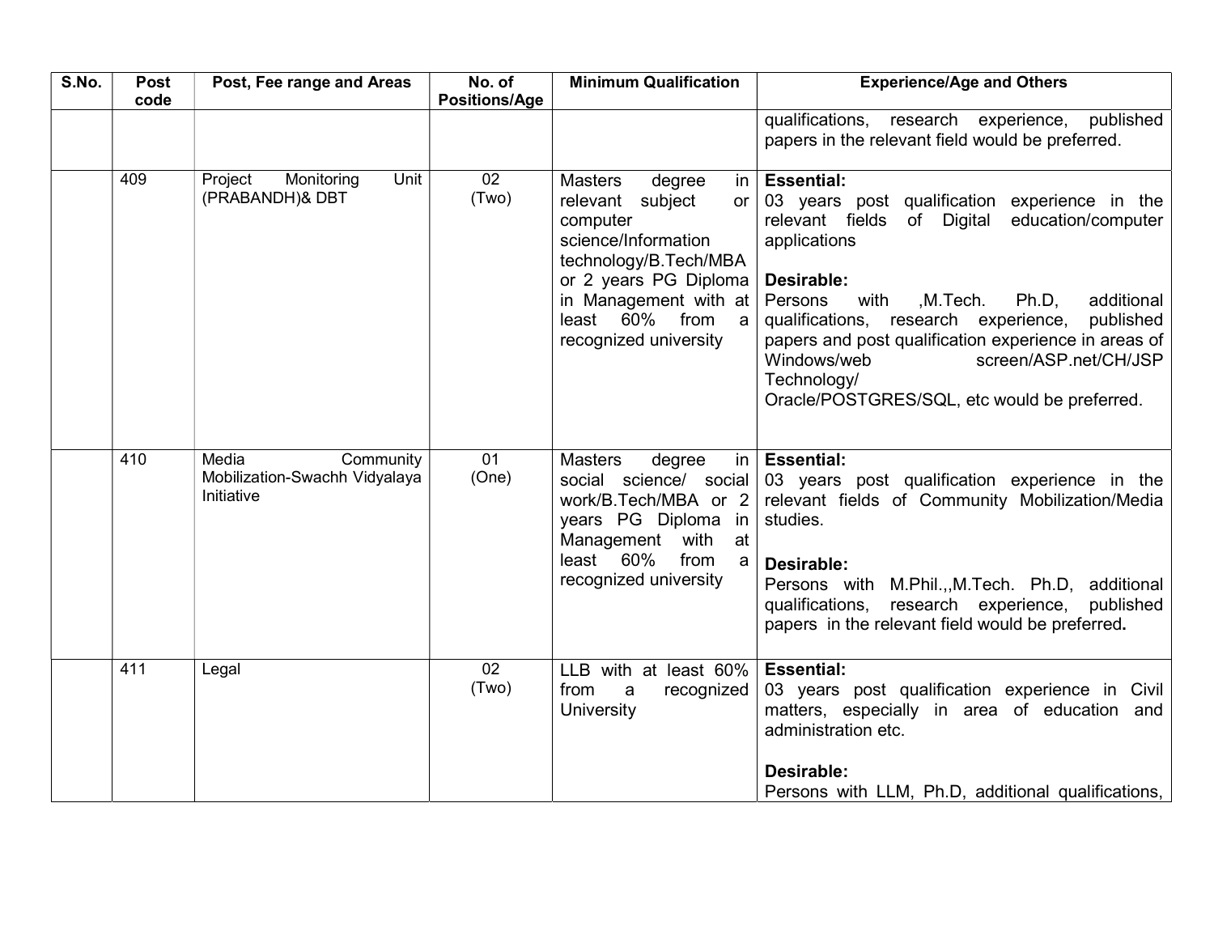| S.No. | Post code | Post, Fee range and Areas | No. of Positions/Age | Minimum Qualification | Experience/Age and Others |
|---|---|---|---|---|---|
| | | | | | qualifications, research experience, published papers in the relevant field would be preferred. |
| | 409 | Project Monitoring Unit (PRABANDH)& DBT | 02 (Two) | Masters degree in relevant subject or computer science/Information technology/B.Tech/MBA or 2 years PG Diploma in Management with at least 60% from a recognized university | **Essential:** 03 years post qualification experience in the relevant fields of Digital education/computer applications<br><br>**Desirable:** Persons with ,M.Tech. Ph.D, additional qualifications, research experience, published papers and post qualification experience in areas of Windows/web screen/ASP.net/CH/JSP Technology/ Oracle/POSTGRES/SQL, etc would be preferred. |
| | 410 | Media Community Mobilization-Swachh Vidyalaya Initiative | 01 (One) | Masters degree in social science/ social work/B.Tech/MBA or 2 years PG Diploma in Management with at least 60% from a recognized university | **Essential:** 03 years post qualification experience in the relevant fields of Community Mobilization/Media studies.<br><br>**Desirable:** Persons with M.Phil.,,M.Tech. Ph.D, additional qualifications, research experience, published papers in the relevant field would be preferred. |
| | 411 | Legal | 02 (Two) | LLB with at least 60% from a recognized University | **Essential:** 03 years post qualification experience in Civil matters, especially in area of education and administration etc.<br><br>**Desirable:** Persons with LLM, Ph.D, additional qualifications, |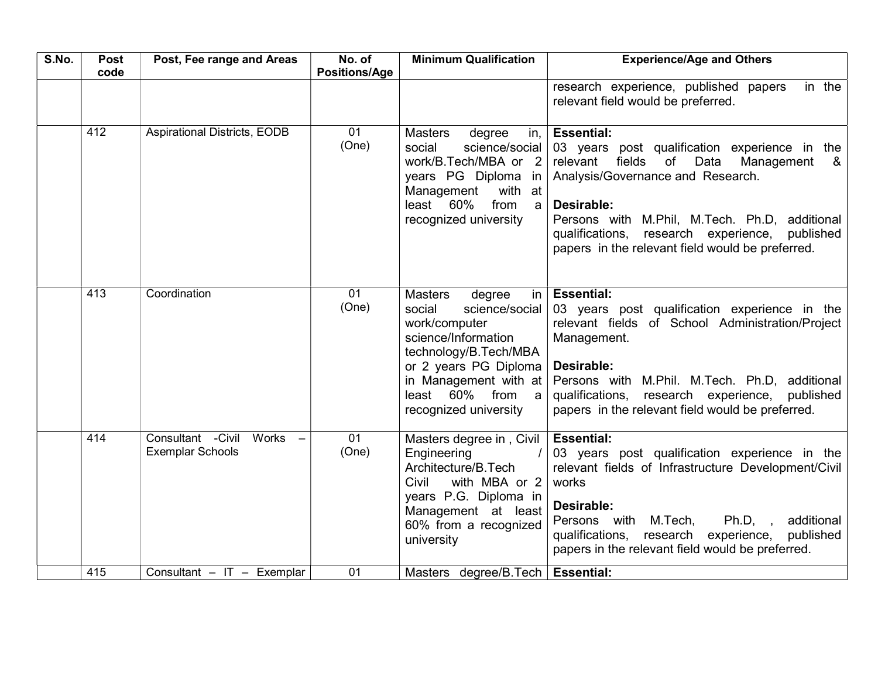| S.No. | Post code | Post, Fee range and Areas | No. of Positions/Age | Minimum Qualification | Experience/Age and Others |
|---|---|---|---|---|---|
| | | | | | research experience, published papers in the relevant field would be preferred. |
| | 412 | Aspirational Districts, EODB | 01 (One) | Masters degree in, social science/social work/B.Tech/MBA or 2 years PG Diploma in Management with at least 60% from a recognized university | **Essential:** 03 years post qualification experience in the relevant fields of Data Management & Analysis/Governance and Research. **Desirable:** Persons with M.Phil, M.Tech. Ph.D, additional qualifications, research experience, published papers in the relevant field would be preferred. |
| | 413 | Coordination | 01 (One) | Masters degree in social science/social work/computer science/Information technology/B.Tech/MBA or 2 years PG Diploma in Management with at least 60% from a recognized university | **Essential:** 03 years post qualification experience in the relevant fields of School Administration/Project Management. **Desirable:** Persons with M.Phil. M.Tech. Ph.D, additional qualifications, research experience, published papers in the relevant field would be preferred. |
| | 414 | Consultant -Civil Works – Exemplar Schools | 01 (One) | Masters degree in , Civil Engineering / Architecture/B.Tech Civil with MBA or 2 years P.G. Diploma in Management at least 60% from a recognized university | **Essential:** 03 years post qualification experience in the relevant fields of Infrastructure Development/Civil works **Desirable:** Persons with M.Tech, Ph.D, , additional qualifications, research experience, published papers in the relevant field would be preferred. |
| | 415 | Consultant – IT – Exemplar | 01 | Masters degree/B.Tech | **Essential:** |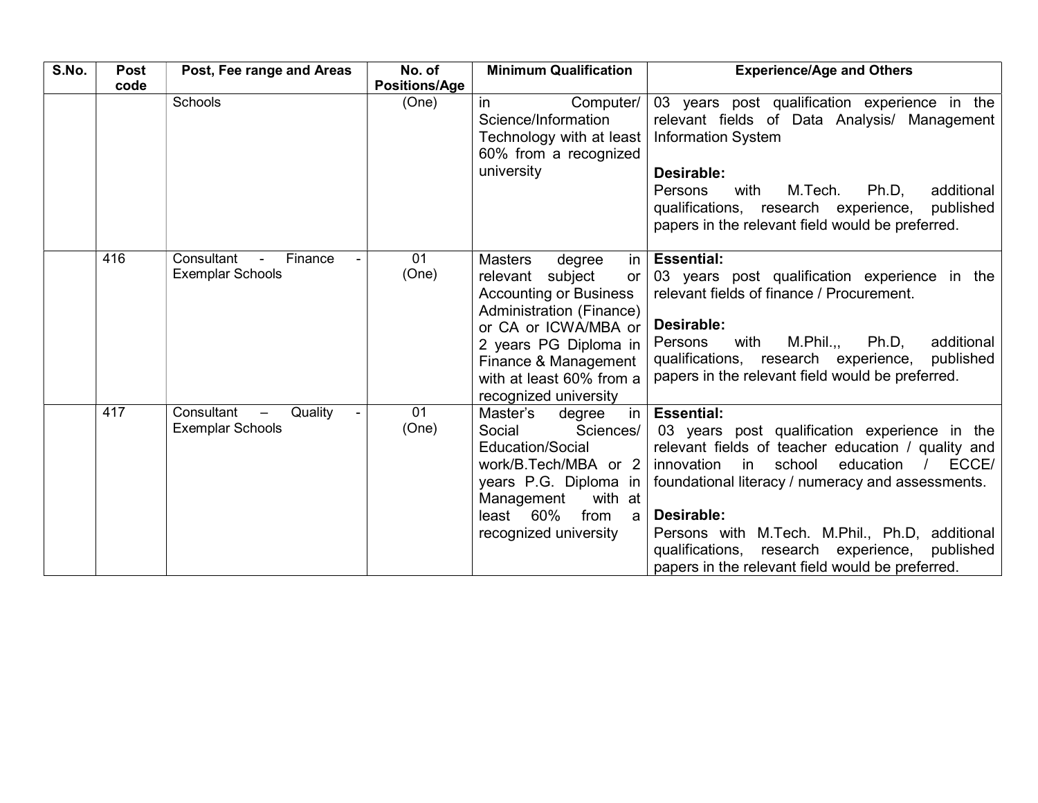| S.No. | Post code | Post, Fee range and Areas | No. of Positions/Age | Minimum Qualification | Experience/Age and Others |
|---|---|---|---|---|---|
| | | Schools | (One) | in Computer/ Science/Information Technology with at least 60% from a recognized university | 03 years post qualification experience in the relevant fields of Data Analysis/ Management Information System<br><br>**Desirable:**<br>Persons with M.Tech. Ph.D, additional qualifications, research experience, published papers in the relevant field would be preferred. |
| | 416 | Consultant - Finance - Exemplar Schools | 01 (One) | Masters degree in relevant subject or Accounting or Business Administration (Finance) or CA or ICWA/MBA or 2 years PG Diploma in Finance & Management with at least 60% from a recognized university | **Essential:**<br>03 years post qualification experience in the relevant fields of finance / Procurement.<br><br>**Desirable:**<br>Persons with M.Phil.,, Ph.D, additional qualifications, research experience, published papers in the relevant field would be preferred. |
| | 417 | Consultant – Quality - Exemplar Schools | 01 (One) | Master's degree in Social Sciences/ Education/Social work/B.Tech/MBA or 2 years P.G. Diploma in Management with at least 60% from a recognized university | **Essential:**<br>03 years post qualification experience in the relevant fields of teacher education / quality and innovation in school education / ECCE/ foundational literacy / numeracy and assessments.<br><br>**Desirable:**<br>Persons with M.Tech. M.Phil., Ph.D, additional qualifications, research experience, published papers in the relevant field would be preferred. |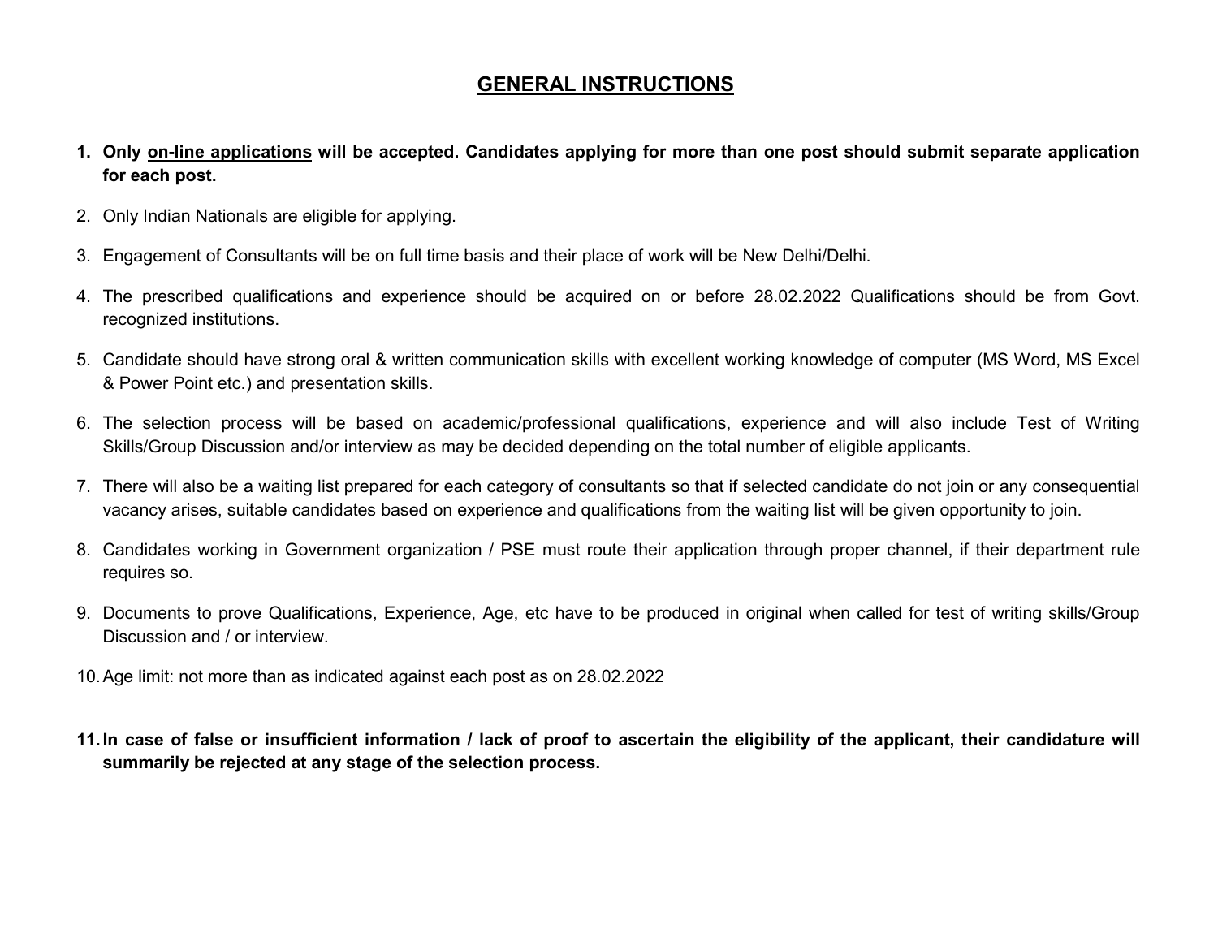## GENERAL INSTRUCTIONS

1. **Only <u>on-line applications</u> will be accepted. Candidates applying for more than one post should submit separate application for each post.**
2. Only Indian Nationals are eligible for applying.
3. Engagement of Consultants will be on full time basis and their place of work will be New Delhi/Delhi.
4. The prescribed qualifications and experience should be acquired on or before 28.02.2022 Qualifications should be from Govt. recognized institutions.
5. Candidate should have strong oral & written communication skills with excellent working knowledge of computer (MS Word, MS Excel & Power Point etc.) and presentation skills.
6. The selection process will be based on academic/professional qualifications, experience and will also include Test of Writing Skills/Group Discussion and/or interview as may be decided depending on the total number of eligible applicants.
7. There will also be a waiting list prepared for each category of consultants so that if selected candidate do not join or any consequential vacancy arises, suitable candidates based on experience and qualifications from the waiting list will be given opportunity to join.
8. Candidates working in Government organization / PSE must route their application through proper channel, if their department rule requires so.
9. Documents to prove Qualifications, Experience, Age, etc have to be produced in original when called for test of writing skills/Group Discussion and / or interview.
10. Age limit: not more than as indicated against each post as on 28.02.2022
11. **In case of false or insufficient information / lack of proof to ascertain the eligibility of the applicant, their candidature will summarily be rejected at any stage of the selection process.**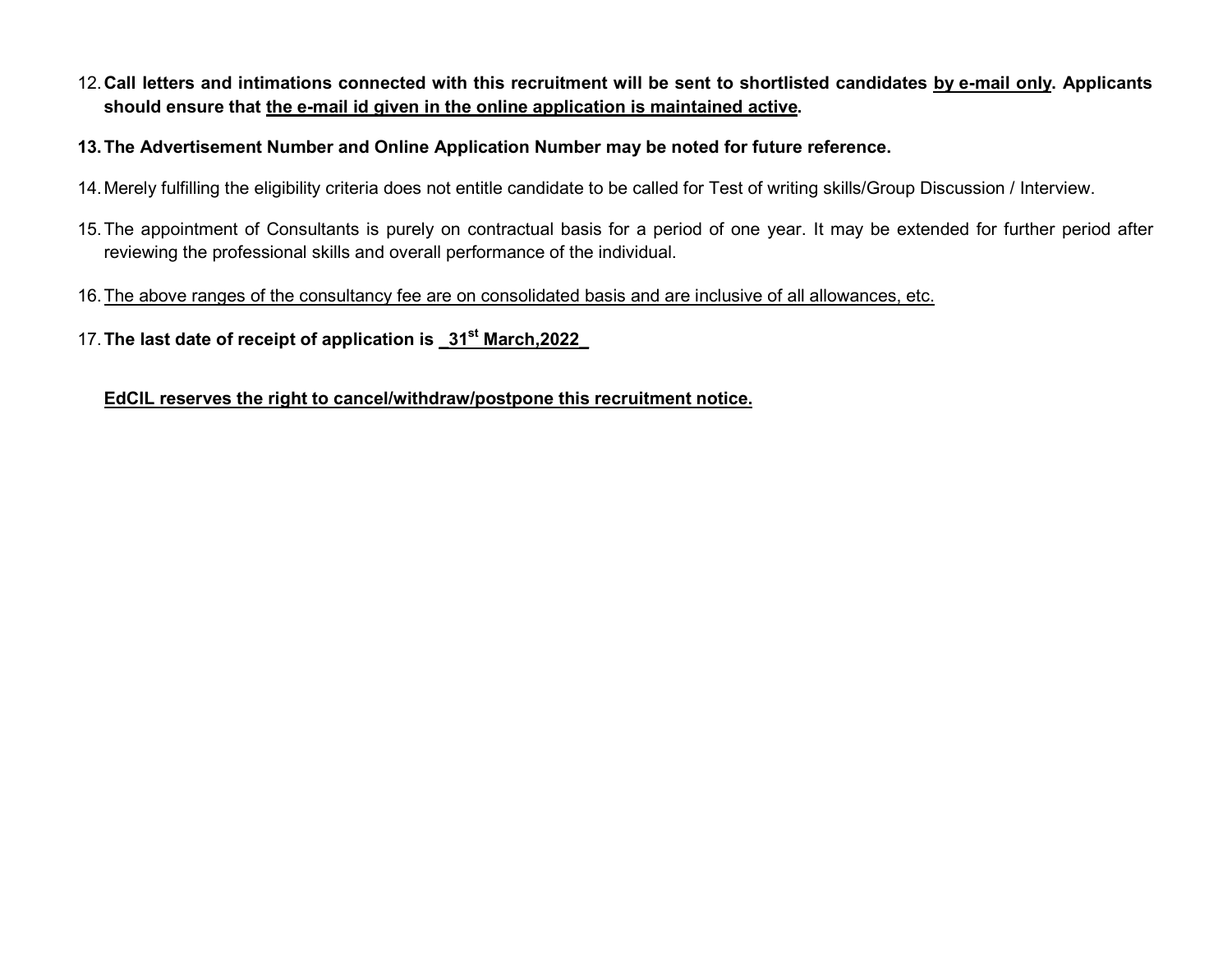12. **Call letters and intimations connected with this recruitment will be sent to shortlisted candidates <u>by e-mail only</u>. Applicants should ensure that <u>the e-mail id given in the online application is maintained active</u>.**

13. **The Advertisement Number and Online Application Number may be noted for future reference.**

14. Merely fulfilling the eligibility criteria does not entitle candidate to be called for Test of writing skills/Group Discussion / Interview.

15. The appointment of Consultants is purely on contractual basis for a period of one year. It may be extended for further period after reviewing the professional skills and overall performance of the individual.

16. <u>The above ranges of the consultancy fee are on consolidated basis and are inclusive of all allowances, etc.</u>

17. **The last date of receipt of application is <u>_31st March,2022_</u>**

**<u>EdCIL reserves the right to cancel/withdraw/postpone this recruitment notice.</u>**